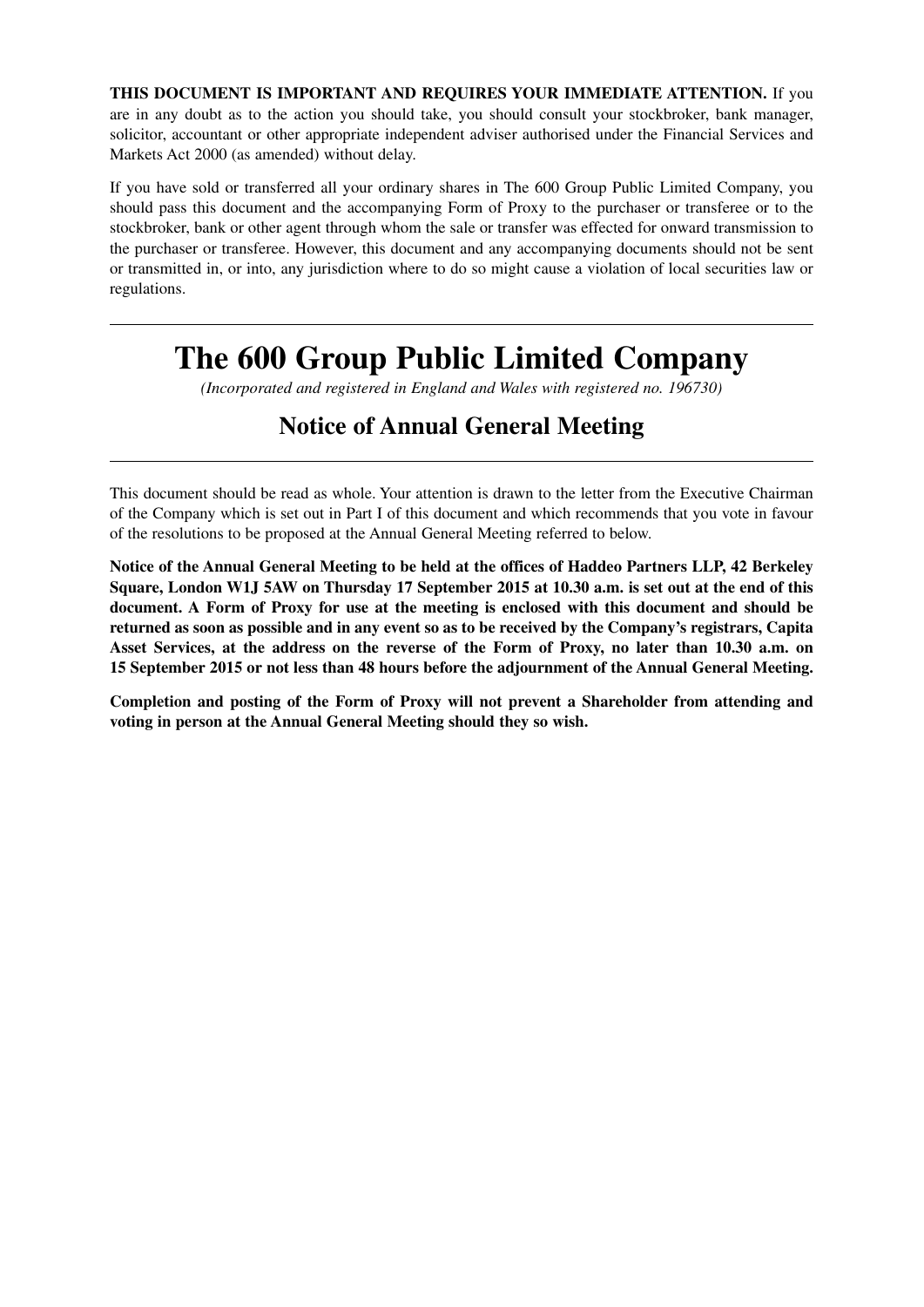**THIS DOCUMENT IS IMPORTANT AND REQUIRES YOUR IMMEDIATE ATTENTION.** If you are in any doubt as to the action you should take, you should consult your stockbroker, bank manager, solicitor, accountant or other appropriate independent adviser authorised under the Financial Services and Markets Act 2000 (as amended) without delay.

If you have sold or transferred all your ordinary shares in The 600 Group Public Limited Company, you should pass this document and the accompanying Form of Proxy to the purchaser or transferee or to the stockbroker, bank or other agent through whom the sale or transfer was effected for onward transmission to the purchaser or transferee. However, this document and any accompanying documents should not be sent or transmitted in, or into, any jurisdiction where to do so might cause a violation of local securities law or regulations.

---

# The 600 Group Public Limited Company

*(Incorporated and registered in England and Wales with registered no. 196730)*

## Notice of Annual General Meeting

---

This document should be read as whole. Your attention is drawn to the letter from the Executive Chairman of the Company which is set out in Part I of this document and which recommends that you vote in favour of the resolutions to be proposed at the Annual General Meeting referred to below.

**Notice of the Annual General Meeting to be held at the offices of Haddeo Partners LLP, 42 Berkeley Square, London W1J 5AW on Thursday 17 September 2015 at 10.30 a.m. is set out at the end of this document. A Form of Proxy for use at the meeting is enclosed with this document and should be returned as soon as possible and in any event so as to be received by the Company's registrars, Capita Asset Services, at the address on the reverse of the Form of Proxy, no later than 10.30 a.m. on 15 September 2015 or not less than 48 hours before the adjournment of the Annual General Meeting.**

**Completion and posting of the Form of Proxy will not prevent a Shareholder from attending and voting in person at the Annual General Meeting should they so wish.**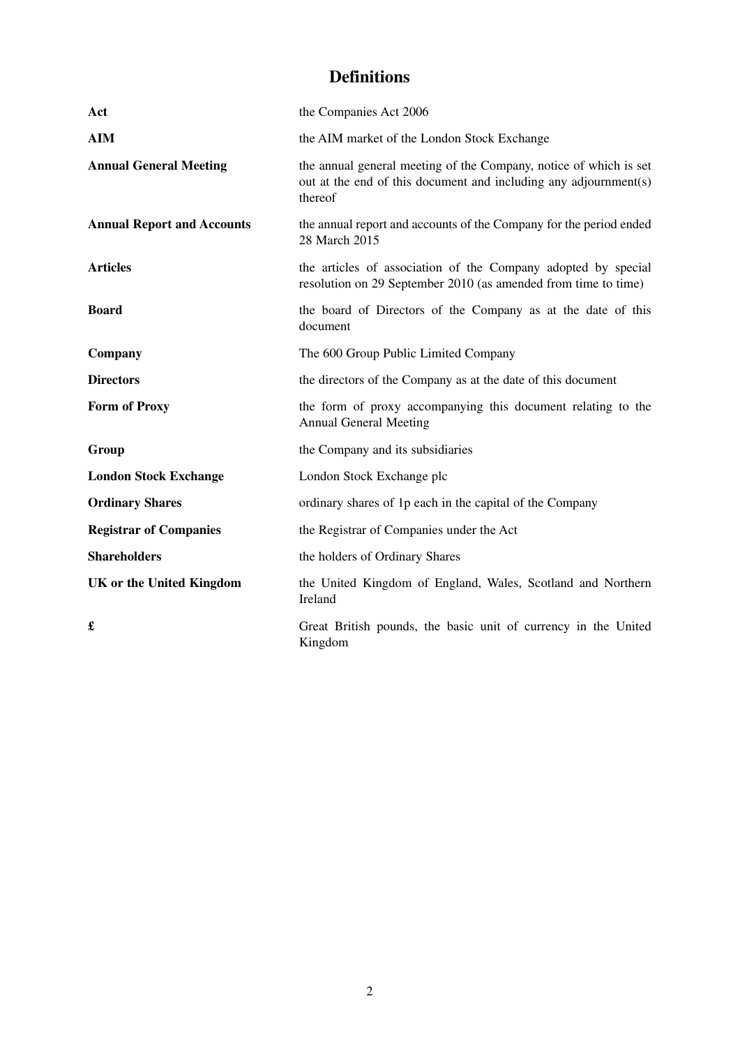# Definitions

| | |
|---|---|
| **Act** | the Companies Act 2006 |
| **AIM** | the AIM market of the London Stock Exchange |
| **Annual General Meeting** | the annual general meeting of the Company, notice of which is set out at the end of this document and including any adjournment(s) thereof |
| **Annual Report and Accounts** | the annual report and accounts of the Company for the period ended 28 March 2015 |
| **Articles** | the articles of association of the Company adopted by special resolution on 29 September 2010 (as amended from time to time) |
| **Board** | the board of Directors of the Company as at the date of this document |
| **Company** | The 600 Group Public Limited Company |
| **Directors** | the directors of the Company as at the date of this document |
| **Form of Proxy** | the form of proxy accompanying this document relating to the Annual General Meeting |
| **Group** | the Company and its subsidiaries |
| **London Stock Exchange** | London Stock Exchange plc |
| **Ordinary Shares** | ordinary shares of 1p each in the capital of the Company |
| **Registrar of Companies** | the Registrar of Companies under the Act |
| **Shareholders** | the holders of Ordinary Shares |
| **UK or the United Kingdom** | the United Kingdom of England, Wales, Scotland and Northern Ireland |
| **£** | Great British pounds, the basic unit of currency in the United Kingdom |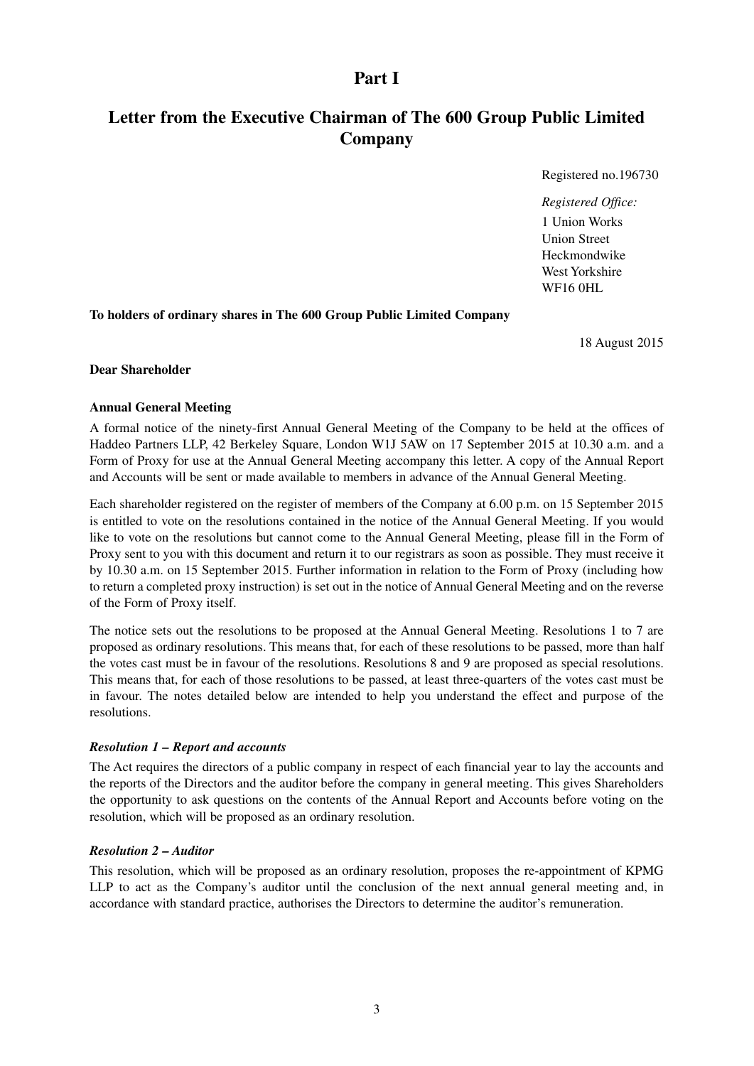# Part I

## Letter from the Executive Chairman of The 600 Group Public Limited Company

Registered no.196730

*Registered Office:*
1 Union Works
Union Street
Heckmondwike
West Yorkshire
WF16 0HL

**To holders of ordinary shares in The 600 Group Public Limited Company**

18 August 2015

**Dear Shareholder**

**Annual General Meeting**

A formal notice of the ninety-first Annual General Meeting of the Company to be held at the offices of Haddeo Partners LLP, 42 Berkeley Square, London W1J 5AW on 17 September 2015 at 10.30 a.m. and a Form of Proxy for use at the Annual General Meeting accompany this letter. A copy of the Annual Report and Accounts will be sent or made available to members in advance of the Annual General Meeting.

Each shareholder registered on the register of members of the Company at 6.00 p.m. on 15 September 2015 is entitled to vote on the resolutions contained in the notice of the Annual General Meeting. If you would like to vote on the resolutions but cannot come to the Annual General Meeting, please fill in the Form of Proxy sent to you with this document and return it to our registrars as soon as possible. They must receive it by 10.30 a.m. on 15 September 2015. Further information in relation to the Form of Proxy (including how to return a completed proxy instruction) is set out in the notice of Annual General Meeting and on the reverse of the Form of Proxy itself.

The notice sets out the resolutions to be proposed at the Annual General Meeting. Resolutions 1 to 7 are proposed as ordinary resolutions. This means that, for each of these resolutions to be passed, more than half the votes cast must be in favour of the resolutions. Resolutions 8 and 9 are proposed as special resolutions. This means that, for each of those resolutions to be passed, at least three-quarters of the votes cast must be in favour. The notes detailed below are intended to help you understand the effect and purpose of the resolutions.

***Resolution 1 – Report and accounts***

The Act requires the directors of a public company in respect of each financial year to lay the accounts and the reports of the Directors and the auditor before the company in general meeting. This gives Shareholders the opportunity to ask questions on the contents of the Annual Report and Accounts before voting on the resolution, which will be proposed as an ordinary resolution.

***Resolution 2 – Auditor***

This resolution, which will be proposed as an ordinary resolution, proposes the re-appointment of KPMG LLP to act as the Company's auditor until the conclusion of the next annual general meeting and, in accordance with standard practice, authorises the Directors to determine the auditor's remuneration.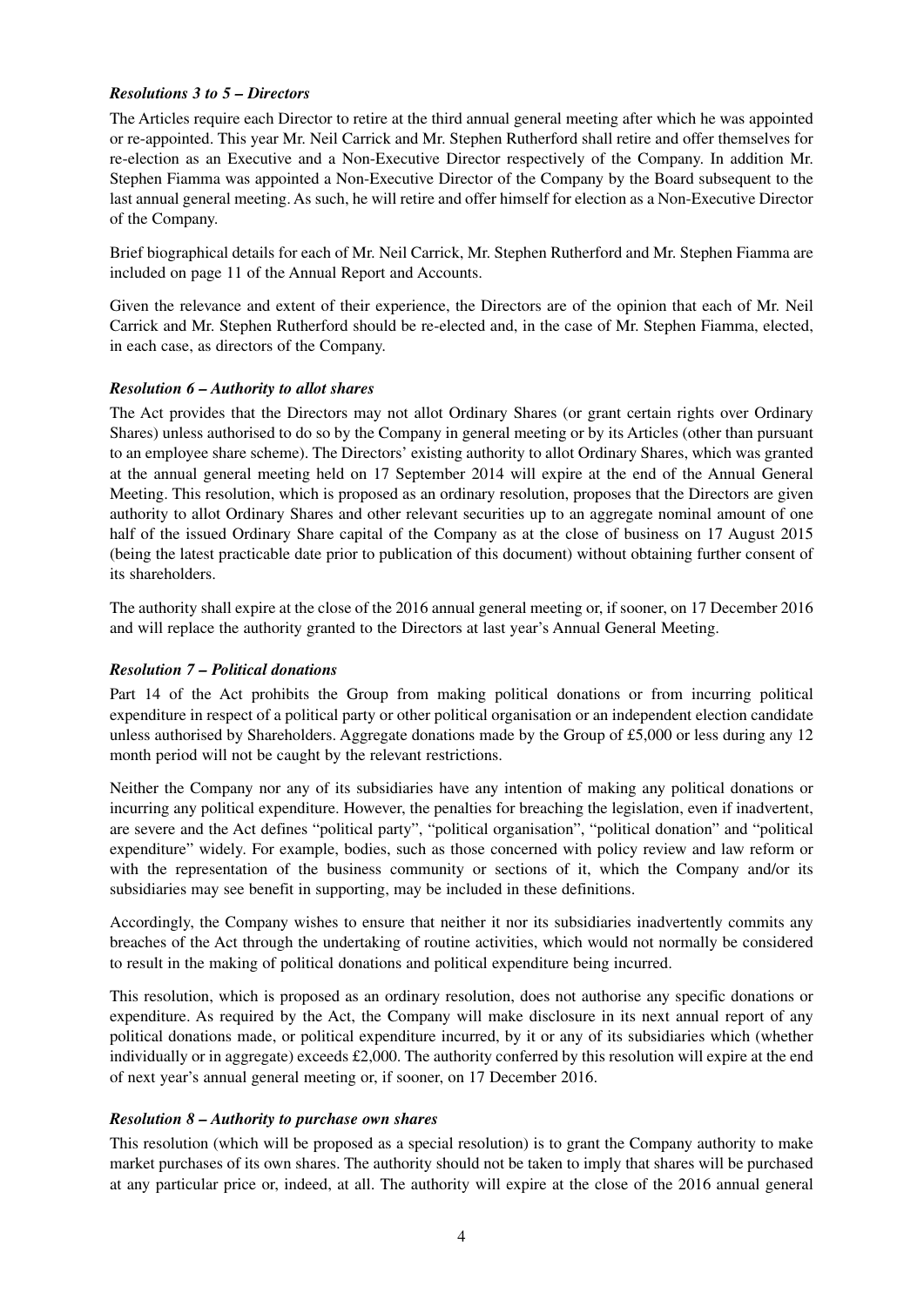### *Resolutions 3 to 5 – Directors*

The Articles require each Director to retire at the third annual general meeting after which he was appointed or re-appointed. This year Mr. Neil Carrick and Mr. Stephen Rutherford shall retire and offer themselves for re-election as an Executive and a Non-Executive Director respectively of the Company. In addition Mr. Stephen Fiamma was appointed a Non-Executive Director of the Company by the Board subsequent to the last annual general meeting. As such, he will retire and offer himself for election as a Non-Executive Director of the Company.

Brief biographical details for each of Mr. Neil Carrick, Mr. Stephen Rutherford and Mr. Stephen Fiamma are included on page 11 of the Annual Report and Accounts.

Given the relevance and extent of their experience, the Directors are of the opinion that each of Mr. Neil Carrick and Mr. Stephen Rutherford should be re-elected and, in the case of Mr. Stephen Fiamma, elected, in each case, as directors of the Company.

### *Resolution 6 – Authority to allot shares*

The Act provides that the Directors may not allot Ordinary Shares (or grant certain rights over Ordinary Shares) unless authorised to do so by the Company in general meeting or by its Articles (other than pursuant to an employee share scheme). The Directors' existing authority to allot Ordinary Shares, which was granted at the annual general meeting held on 17 September 2014 will expire at the end of the Annual General Meeting. This resolution, which is proposed as an ordinary resolution, proposes that the Directors are given authority to allot Ordinary Shares and other relevant securities up to an aggregate nominal amount of one half of the issued Ordinary Share capital of the Company as at the close of business on 17 August 2015 (being the latest practicable date prior to publication of this document) without obtaining further consent of its shareholders.

The authority shall expire at the close of the 2016 annual general meeting or, if sooner, on 17 December 2016 and will replace the authority granted to the Directors at last year's Annual General Meeting.

### *Resolution 7 – Political donations*

Part 14 of the Act prohibits the Group from making political donations or from incurring political expenditure in respect of a political party or other political organisation or an independent election candidate unless authorised by Shareholders. Aggregate donations made by the Group of £5,000 or less during any 12 month period will not be caught by the relevant restrictions.

Neither the Company nor any of its subsidiaries have any intention of making any political donations or incurring any political expenditure. However, the penalties for breaching the legislation, even if inadvertent, are severe and the Act defines "political party", "political organisation", "political donation" and "political expenditure" widely. For example, bodies, such as those concerned with policy review and law reform or with the representation of the business community or sections of it, which the Company and/or its subsidiaries may see benefit in supporting, may be included in these definitions.

Accordingly, the Company wishes to ensure that neither it nor its subsidiaries inadvertently commits any breaches of the Act through the undertaking of routine activities, which would not normally be considered to result in the making of political donations and political expenditure being incurred.

This resolution, which is proposed as an ordinary resolution, does not authorise any specific donations or expenditure. As required by the Act, the Company will make disclosure in its next annual report of any political donations made, or political expenditure incurred, by it or any of its subsidiaries which (whether individually or in aggregate) exceeds £2,000. The authority conferred by this resolution will expire at the end of next year's annual general meeting or, if sooner, on 17 December 2016.

### *Resolution 8 – Authority to purchase own shares*

This resolution (which will be proposed as a special resolution) is to grant the Company authority to make market purchases of its own shares. The authority should not be taken to imply that shares will be purchased at any particular price or, indeed, at all. The authority will expire at the close of the 2016 annual general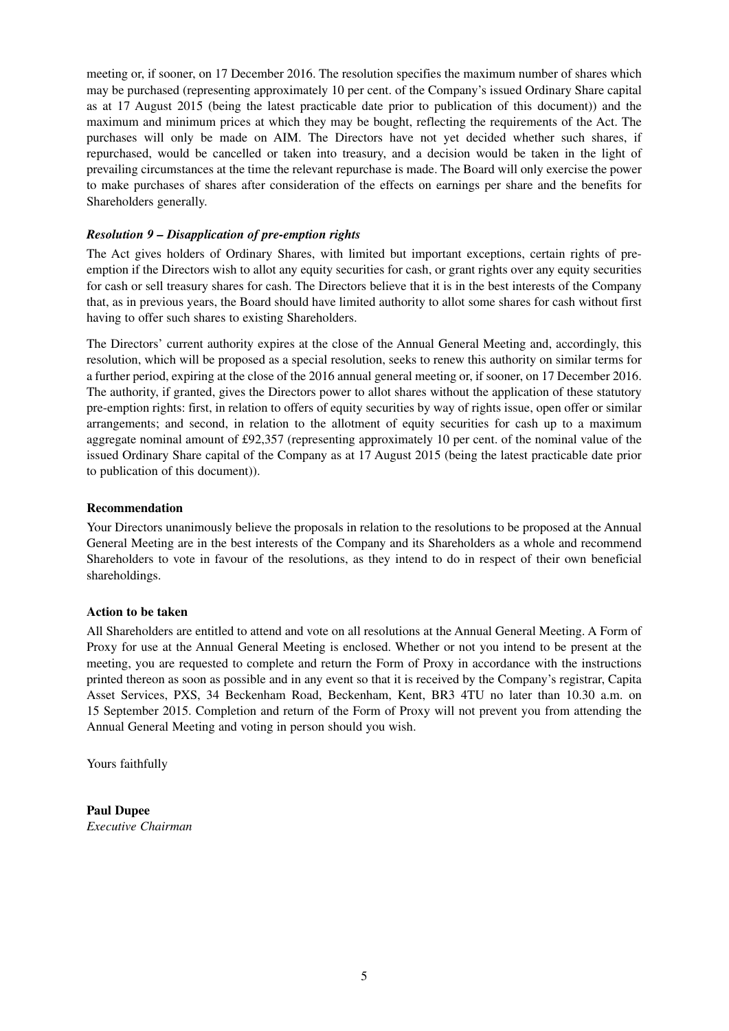meeting or, if sooner, on 17 December 2016. The resolution specifies the maximum number of shares which may be purchased (representing approximately 10 per cent. of the Company's issued Ordinary Share capital as at 17 August 2015 (being the latest practicable date prior to publication of this document)) and the maximum and minimum prices at which they may be bought, reflecting the requirements of the Act. The purchases will only be made on AIM. The Directors have not yet decided whether such shares, if repurchased, would be cancelled or taken into treasury, and a decision would be taken in the light of prevailing circumstances at the time the relevant repurchase is made. The Board will only exercise the power to make purchases of shares after consideration of the effects on earnings per share and the benefits for Shareholders generally.

***Resolution 9 – Disapplication of pre-emption rights***

The Act gives holders of Ordinary Shares, with limited but important exceptions, certain rights of pre-emption if the Directors wish to allot any equity securities for cash, or grant rights over any equity securities for cash or sell treasury shares for cash. The Directors believe that it is in the best interests of the Company that, as in previous years, the Board should have limited authority to allot some shares for cash without first having to offer such shares to existing Shareholders.

The Directors' current authority expires at the close of the Annual General Meeting and, accordingly, this resolution, which will be proposed as a special resolution, seeks to renew this authority on similar terms for a further period, expiring at the close of the 2016 annual general meeting or, if sooner, on 17 December 2016. The authority, if granted, gives the Directors power to allot shares without the application of these statutory pre-emption rights: first, in relation to offers of equity securities by way of rights issue, open offer or similar arrangements; and second, in relation to the allotment of equity securities for cash up to a maximum aggregate nominal amount of £92,357 (representing approximately 10 per cent. of the nominal value of the issued Ordinary Share capital of the Company as at 17 August 2015 (being the latest practicable date prior to publication of this document)).

**Recommendation**

Your Directors unanimously believe the proposals in relation to the resolutions to be proposed at the Annual General Meeting are in the best interests of the Company and its Shareholders as a whole and recommend Shareholders to vote in favour of the resolutions, as they intend to do in respect of their own beneficial shareholdings.

**Action to be taken**

All Shareholders are entitled to attend and vote on all resolutions at the Annual General Meeting. A Form of Proxy for use at the Annual General Meeting is enclosed. Whether or not you intend to be present at the meeting, you are requested to complete and return the Form of Proxy in accordance with the instructions printed thereon as soon as possible and in any event so that it is received by the Company's registrar, Capita Asset Services, PXS, 34 Beckenham Road, Beckenham, Kent, BR3 4TU no later than 10.30 a.m. on 15 September 2015. Completion and return of the Form of Proxy will not prevent you from attending the Annual General Meeting and voting in person should you wish.

Yours faithfully

**Paul Dupee**
*Executive Chairman*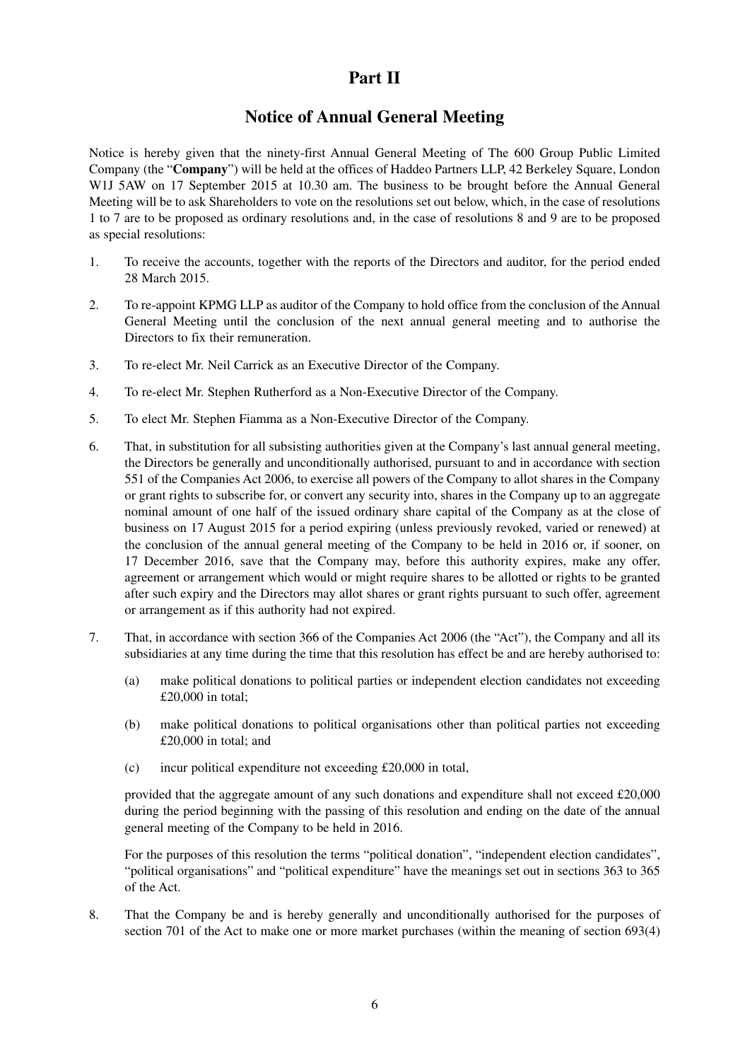# Part II

## Notice of Annual General Meeting

Notice is hereby given that the ninety-first Annual General Meeting of The 600 Group Public Limited Company (the "**Company**") will be held at the offices of Haddeo Partners LLP, 42 Berkeley Square, London W1J 5AW on 17 September 2015 at 10.30 am. The business to be brought before the Annual General Meeting will be to ask Shareholders to vote on the resolutions set out below, which, in the case of resolutions 1 to 7 are to be proposed as ordinary resolutions and, in the case of resolutions 8 and 9 are to be proposed as special resolutions:

1. To receive the accounts, together with the reports of the Directors and auditor, for the period ended 28 March 2015.

2. To re-appoint KPMG LLP as auditor of the Company to hold office from the conclusion of the Annual General Meeting until the conclusion of the next annual general meeting and to authorise the Directors to fix their remuneration.

3. To re-elect Mr. Neil Carrick as an Executive Director of the Company.

4. To re-elect Mr. Stephen Rutherford as a Non-Executive Director of the Company.

5. To elect Mr. Stephen Fiamma as a Non-Executive Director of the Company.

6. That, in substitution for all subsisting authorities given at the Company's last annual general meeting, the Directors be generally and unconditionally authorised, pursuant to and in accordance with section 551 of the Companies Act 2006, to exercise all powers of the Company to allot shares in the Company or grant rights to subscribe for, or convert any security into, shares in the Company up to an aggregate nominal amount of one half of the issued ordinary share capital of the Company as at the close of business on 17 August 2015 for a period expiring (unless previously revoked, varied or renewed) at the conclusion of the annual general meeting of the Company to be held in 2016 or, if sooner, on 17 December 2016, save that the Company may, before this authority expires, make any offer, agreement or arrangement which would or might require shares to be allotted or rights to be granted after such expiry and the Directors may allot shares or grant rights pursuant to such offer, agreement or arrangement as if this authority had not expired.

7. That, in accordance with section 366 of the Companies Act 2006 (the "Act"), the Company and all its subsidiaries at any time during the time that this resolution has effect be and are hereby authorised to:

   (a) make political donations to political parties or independent election candidates not exceeding £20,000 in total;

   (b) make political donations to political organisations other than political parties not exceeding £20,000 in total; and

   (c) incur political expenditure not exceeding £20,000 in total,

   provided that the aggregate amount of any such donations and expenditure shall not exceed £20,000 during the period beginning with the passing of this resolution and ending on the date of the annual general meeting of the Company to be held in 2016.

   For the purposes of this resolution the terms "political donation", "independent election candidates", "political organisations" and "political expenditure" have the meanings set out in sections 363 to 365 of the Act.

8. That the Company be and is hereby generally and unconditionally authorised for the purposes of section 701 of the Act to make one or more market purchases (within the meaning of section 693(4)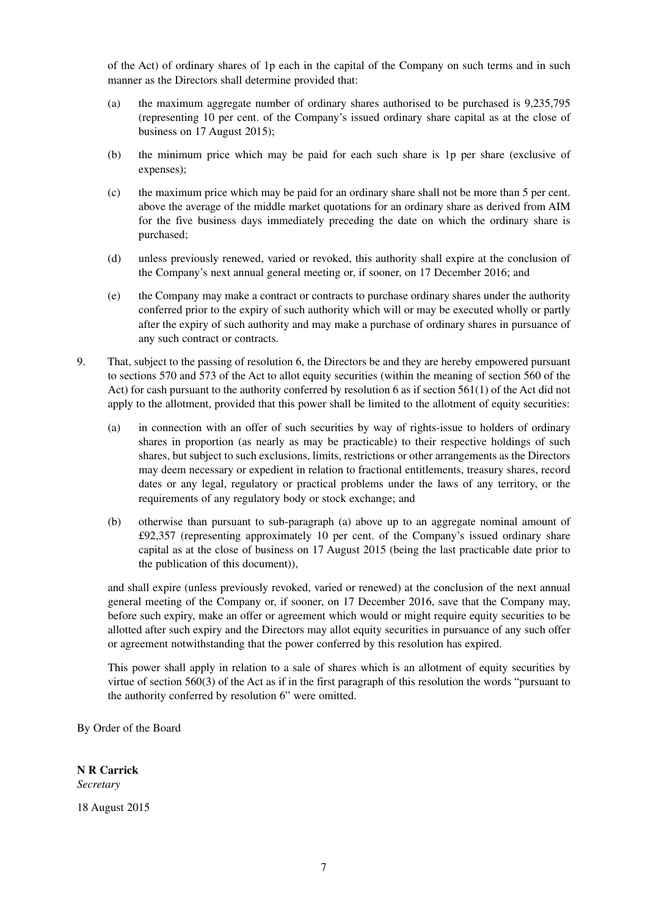of the Act) of ordinary shares of 1p each in the capital of the Company on such terms and in such manner as the Directors shall determine provided that:

(a) the maximum aggregate number of ordinary shares authorised to be purchased is 9,235,795 (representing 10 per cent. of the Company's issued ordinary share capital as at the close of business on 17 August 2015);

(b) the minimum price which may be paid for each such share is 1p per share (exclusive of expenses);

(c) the maximum price which may be paid for an ordinary share shall not be more than 5 per cent. above the average of the middle market quotations for an ordinary share as derived from AIM for the five business days immediately preceding the date on which the ordinary share is purchased;

(d) unless previously renewed, varied or revoked, this authority shall expire at the conclusion of the Company's next annual general meeting or, if sooner, on 17 December 2016; and

(e) the Company may make a contract or contracts to purchase ordinary shares under the authority conferred prior to the expiry of such authority which will or may be executed wholly or partly after the expiry of such authority and may make a purchase of ordinary shares in pursuance of any such contract or contracts.

9. That, subject to the passing of resolution 6, the Directors be and they are hereby empowered pursuant to sections 570 and 573 of the Act to allot equity securities (within the meaning of section 560 of the Act) for cash pursuant to the authority conferred by resolution 6 as if section 561(1) of the Act did not apply to the allotment, provided that this power shall be limited to the allotment of equity securities:

   (a) in connection with an offer of such securities by way of rights-issue to holders of ordinary shares in proportion (as nearly as may be practicable) to their respective holdings of such shares, but subject to such exclusions, limits, restrictions or other arrangements as the Directors may deem necessary or expedient in relation to fractional entitlements, treasury shares, record dates or any legal, regulatory or practical problems under the laws of any territory, or the requirements of any regulatory body or stock exchange; and

   (b) otherwise than pursuant to sub-paragraph (a) above up to an aggregate nominal amount of £92,357 (representing approximately 10 per cent. of the Company's issued ordinary share capital as at the close of business on 17 August 2015 (being the last practicable date prior to the publication of this document)),

   and shall expire (unless previously revoked, varied or renewed) at the conclusion of the next annual general meeting of the Company or, if sooner, on 17 December 2016, save that the Company may, before such expiry, make an offer or agreement which would or might require equity securities to be allotted after such expiry and the Directors may allot equity securities in pursuance of any such offer or agreement notwithstanding that the power conferred by this resolution has expired.

   This power shall apply in relation to a sale of shares which is an allotment of equity securities by virtue of section 560(3) of the Act as if in the first paragraph of this resolution the words "pursuant to the authority conferred by resolution 6" were omitted.

By Order of the Board

**N R Carrick**
*Secretary*

18 August 2015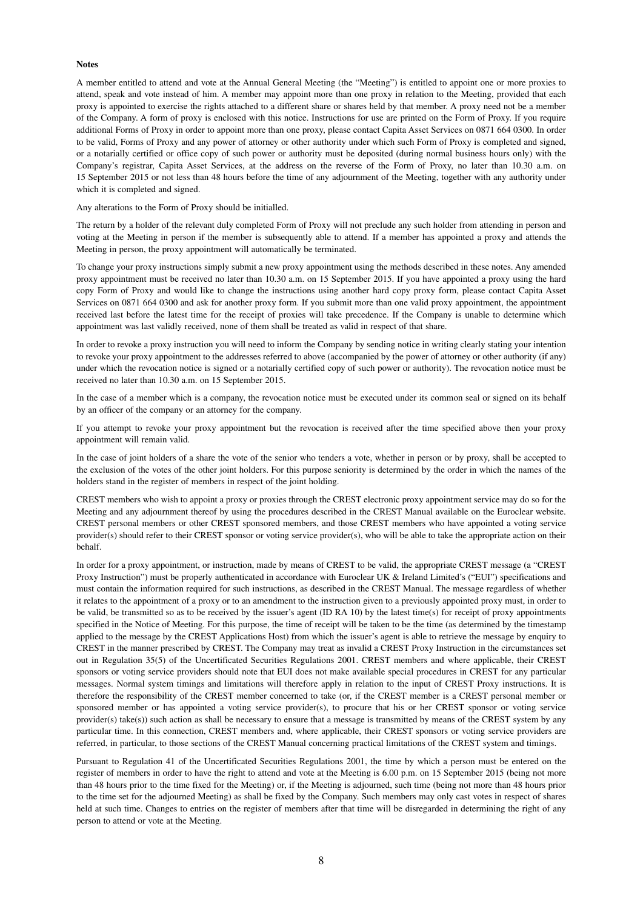**Notes**

A member entitled to attend and vote at the Annual General Meeting (the "Meeting") is entitled to appoint one or more proxies to attend, speak and vote instead of him. A member may appoint more than one proxy in relation to the Meeting, provided that each proxy is appointed to exercise the rights attached to a different share or shares held by that member. A proxy need not be a member of the Company. A form of proxy is enclosed with this notice. Instructions for use are printed on the Form of Proxy. If you require additional Forms of Proxy in order to appoint more than one proxy, please contact Capita Asset Services on 0871 664 0300. In order to be valid, Forms of Proxy and any power of attorney or other authority under which such Form of Proxy is completed and signed, or a notarially certified or office copy of such power or authority must be deposited (during normal business hours only) with the Company's registrar, Capita Asset Services, at the address on the reverse of the Form of Proxy, no later than 10.30 a.m. on 15 September 2015 or not less than 48 hours before the time of any adjournment of the Meeting, together with any authority under which it is completed and signed.

Any alterations to the Form of Proxy should be initialled.

The return by a holder of the relevant duly completed Form of Proxy will not preclude any such holder from attending in person and voting at the Meeting in person if the member is subsequently able to attend. If a member has appointed a proxy and attends the Meeting in person, the proxy appointment will automatically be terminated.

To change your proxy instructions simply submit a new proxy appointment using the methods described in these notes. Any amended proxy appointment must be received no later than 10.30 a.m. on 15 September 2015. If you have appointed a proxy using the hard copy Form of Proxy and would like to change the instructions using another hard copy proxy form, please contact Capita Asset Services on 0871 664 0300 and ask for another proxy form. If you submit more than one valid proxy appointment, the appointment received last before the latest time for the receipt of proxies will take precedence. If the Company is unable to determine which appointment was last validly received, none of them shall be treated as valid in respect of that share.

In order to revoke a proxy instruction you will need to inform the Company by sending notice in writing clearly stating your intention to revoke your proxy appointment to the addresses referred to above (accompanied by the power of attorney or other authority (if any) under which the revocation notice is signed or a notarially certified copy of such power or authority). The revocation notice must be received no later than 10.30 a.m. on 15 September 2015.

In the case of a member which is a company, the revocation notice must be executed under its common seal or signed on its behalf by an officer of the company or an attorney for the company.

If you attempt to revoke your proxy appointment but the revocation is received after the time specified above then your proxy appointment will remain valid.

In the case of joint holders of a share the vote of the senior who tenders a vote, whether in person or by proxy, shall be accepted to the exclusion of the votes of the other joint holders. For this purpose seniority is determined by the order in which the names of the holders stand in the register of members in respect of the joint holding.

CREST members who wish to appoint a proxy or proxies through the CREST electronic proxy appointment service may do so for the Meeting and any adjournment thereof by using the procedures described in the CREST Manual available on the Euroclear website. CREST personal members or other CREST sponsored members, and those CREST members who have appointed a voting service provider(s) should refer to their CREST sponsor or voting service provider(s), who will be able to take the appropriate action on their behalf.

In order for a proxy appointment, or instruction, made by means of CREST to be valid, the appropriate CREST message (a "CREST Proxy Instruction") must be properly authenticated in accordance with Euroclear UK & Ireland Limited's ("EUI") specifications and must contain the information required for such instructions, as described in the CREST Manual. The message regardless of whether it relates to the appointment of a proxy or to an amendment to the instruction given to a previously appointed proxy must, in order to be valid, be transmitted so as to be received by the issuer's agent (ID RA 10) by the latest time(s) for receipt of proxy appointments specified in the Notice of Meeting. For this purpose, the time of receipt will be taken to be the time (as determined by the timestamp applied to the message by the CREST Applications Host) from which the issuer's agent is able to retrieve the message by enquiry to CREST in the manner prescribed by CREST. The Company may treat as invalid a CREST Proxy Instruction in the circumstances set out in Regulation 35(5) of the Uncertificated Securities Regulations 2001. CREST members and where applicable, their CREST sponsors or voting service providers should note that EUI does not make available special procedures in CREST for any particular messages. Normal system timings and limitations will therefore apply in relation to the input of CREST Proxy instructions. It is therefore the responsibility of the CREST member concerned to take (or, if the CREST member is a CREST personal member or sponsored member or has appointed a voting service provider(s), to procure that his or her CREST sponsor or voting service provider(s) take(s)) such action as shall be necessary to ensure that a message is transmitted by means of the CREST system by any particular time. In this connection, CREST members and, where applicable, their CREST sponsors or voting service providers are referred, in particular, to those sections of the CREST Manual concerning practical limitations of the CREST system and timings.

Pursuant to Regulation 41 of the Uncertificated Securities Regulations 2001, the time by which a person must be entered on the register of members in order to have the right to attend and vote at the Meeting is 6.00 p.m. on 15 September 2015 (being not more than 48 hours prior to the time fixed for the Meeting) or, if the Meeting is adjourned, such time (being not more than 48 hours prior to the time set for the adjourned Meeting) as shall be fixed by the Company. Such members may only cast votes in respect of shares held at such time. Changes to entries on the register of members after that time will be disregarded in determining the right of any person to attend or vote at the Meeting.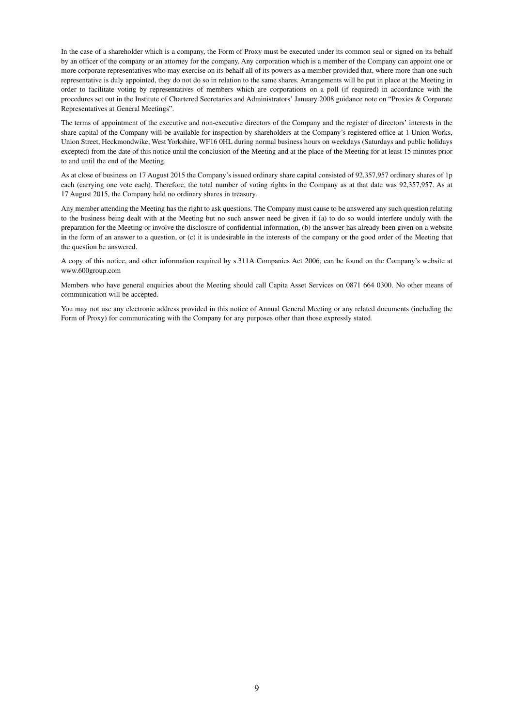In the case of a shareholder which is a company, the Form of Proxy must be executed under its common seal or signed on its behalf by an officer of the company or an attorney for the company. Any corporation which is a member of the Company can appoint one or more corporate representatives who may exercise on its behalf all of its powers as a member provided that, where more than one such representative is duly appointed, they do not do so in relation to the same shares. Arrangements will be put in place at the Meeting in order to facilitate voting by representatives of members which are corporations on a poll (if required) in accordance with the procedures set out in the Institute of Chartered Secretaries and Administrators' January 2008 guidance note on "Proxies & Corporate Representatives at General Meetings".

The terms of appointment of the executive and non-executive directors of the Company and the register of directors' interests in the share capital of the Company will be available for inspection by shareholders at the Company's registered office at 1 Union Works, Union Street, Heckmondwike, West Yorkshire, WF16 0HL during normal business hours on weekdays (Saturdays and public holidays excepted) from the date of this notice until the conclusion of the Meeting and at the place of the Meeting for at least 15 minutes prior to and until the end of the Meeting.

As at close of business on 17 August 2015 the Company's issued ordinary share capital consisted of 92,357,957 ordinary shares of 1p each (carrying one vote each). Therefore, the total number of voting rights in the Company as at that date was 92,357,957. As at 17 August 2015, the Company held no ordinary shares in treasury.

Any member attending the Meeting has the right to ask questions. The Company must cause to be answered any such question relating to the business being dealt with at the Meeting but no such answer need be given if (a) to do so would interfere unduly with the preparation for the Meeting or involve the disclosure of confidential information, (b) the answer has already been given on a website in the form of an answer to a question, or (c) it is undesirable in the interests of the company or the good order of the Meeting that the question be answered.

A copy of this notice, and other information required by s.311A Companies Act 2006, can be found on the Company's website at www.600group.com

Members who have general enquiries about the Meeting should call Capita Asset Services on 0871 664 0300. No other means of communication will be accepted.

You may not use any electronic address provided in this notice of Annual General Meeting or any related documents (including the Form of Proxy) for communicating with the Company for any purposes other than those expressly stated.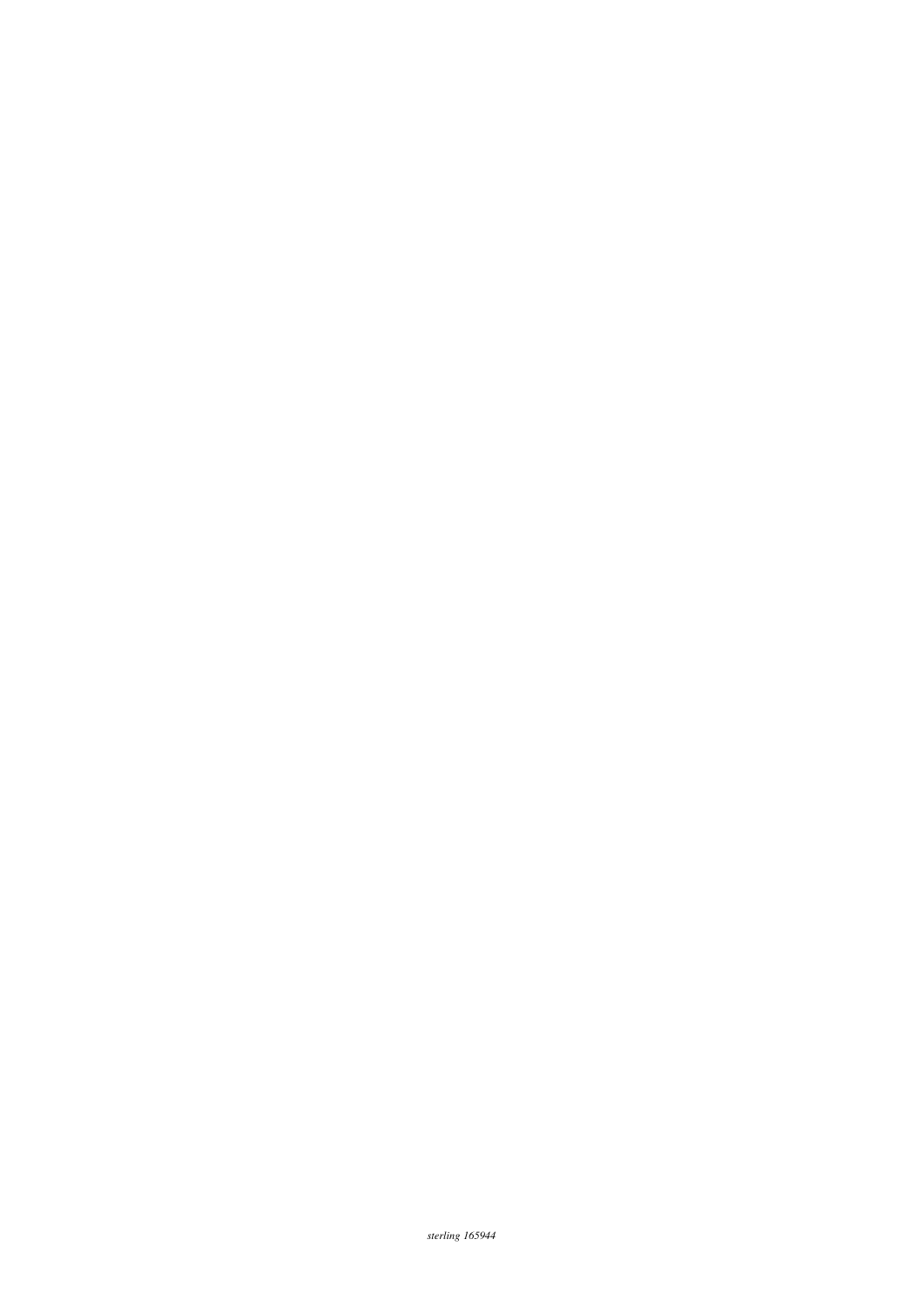*sterling 165944*